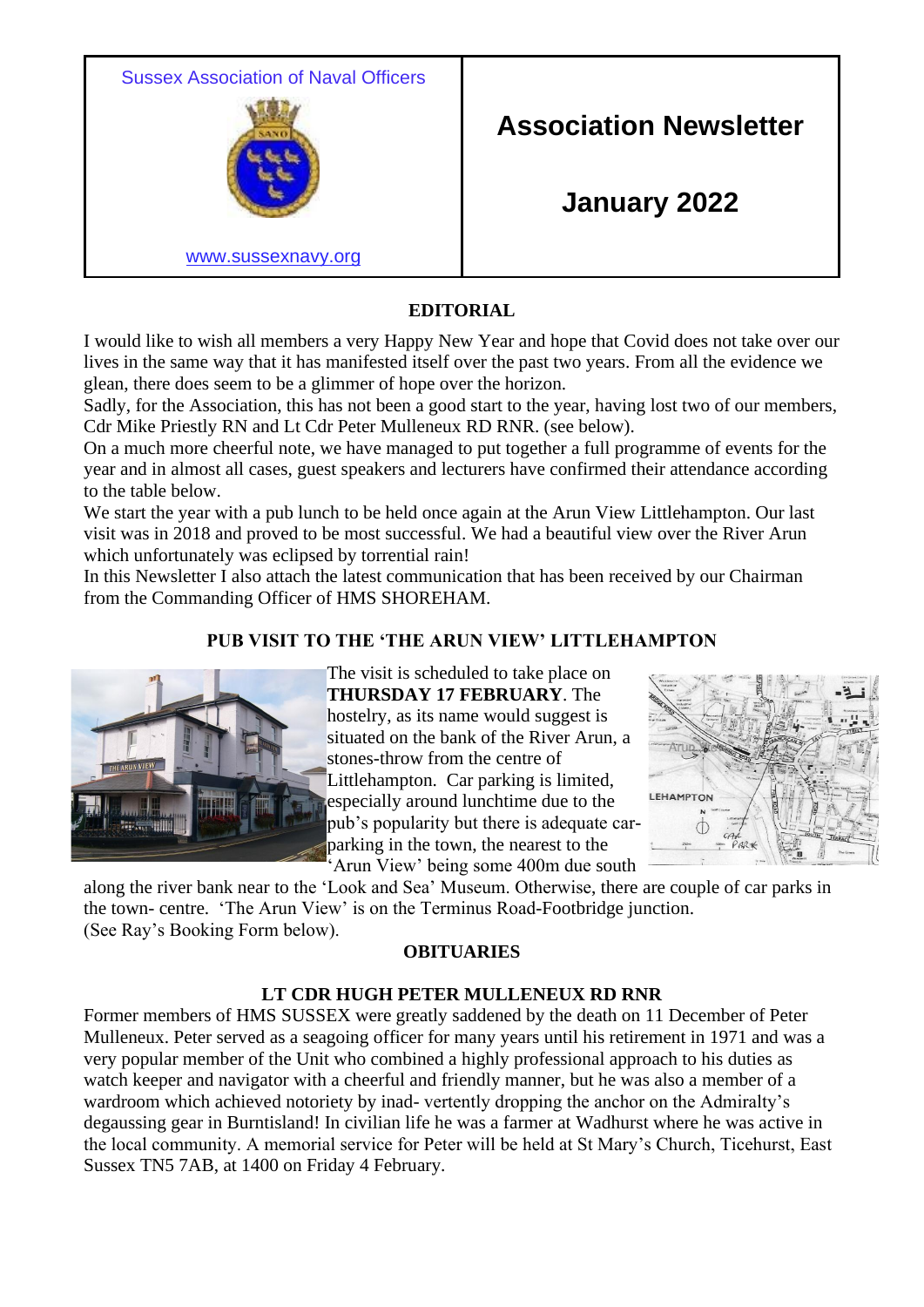Sussex Association of Naval Officers

www.sussexnavy.org

# Association Newsletter

# January 2022

## EDITORIAL

I would like to wish all members a very Happy New Year and hope that Covid does not take over our lives in the same way that it has manifested itself over the past two years. From all the evidence we glean, there does seem to be a glimmer of hope over the horizon.

Sadly, for the Association, this has not been a good start to the year, having lost two of our members, Cdr Mike Priestly RN and Lt Cdr Peter Mulleneux RD RNR. (see below).

On a much more cheerful note, we have managed to put together a full programme of events for the year and in almost all cases, guest speakers and lecturers have confirmed their attendance according to the table below.

We start the year with a pub lunch to be held once again at the Arun View Littlehampton. Our last visit was in 2018 and proved to be most successful. We had a beautiful view over the River Arun which unfortunately was eclipsed by torrential rain!

In this Newsletter I also attach the latest communication that has been received by our Chairman from the Commanding Officer of HMS SHOREHAM.

## PUB VISIT TO THE 'THE ARUN VIEW' LITTLEHAMPTON

The visit is scheduled to take place on **THURSDAY 17 FEBRUARY**. The hostelry, as its name would suggest is situated on the bank of the River Arun, a stones-throw from the centre of Littlehampton. Car parking is limited, especially around lunchtime due to the pub's popularity but there is adequate car-parking in the town, the nearest to the 'Arun View' being some 400m due south along the river bank near to the 'Look and Sea' Museum. Otherwise, there are couple of car parks in the town- centre. 'The Arun View' is on the Terminus Road-Footbridge junction.

(See Ray's Booking Form below).

## OBITUARIES

### LT CDR HUGH PETER MULLENEUX RD RNR

Former members of HMS SUSSEX were greatly saddened by the death on 11 December of Peter Mulleneux. Peter served as a seagoing officer for many years until his retirement in 1971 and was a very popular member of the Unit who combined a highly professional approach to his duties as watch keeper and navigator with a cheerful and friendly manner, but he was also a member of a wardroom which achieved notoriety by inad- vertently dropping the anchor on the Admiralty's degaussing gear in Burntisland! In civilian life he was a farmer at Wadhurst where he was active in the local community. A memorial service for Peter will be held at St Mary's Church, Ticehurst, East Sussex TN5 7AB, at 1400 on Friday 4 February.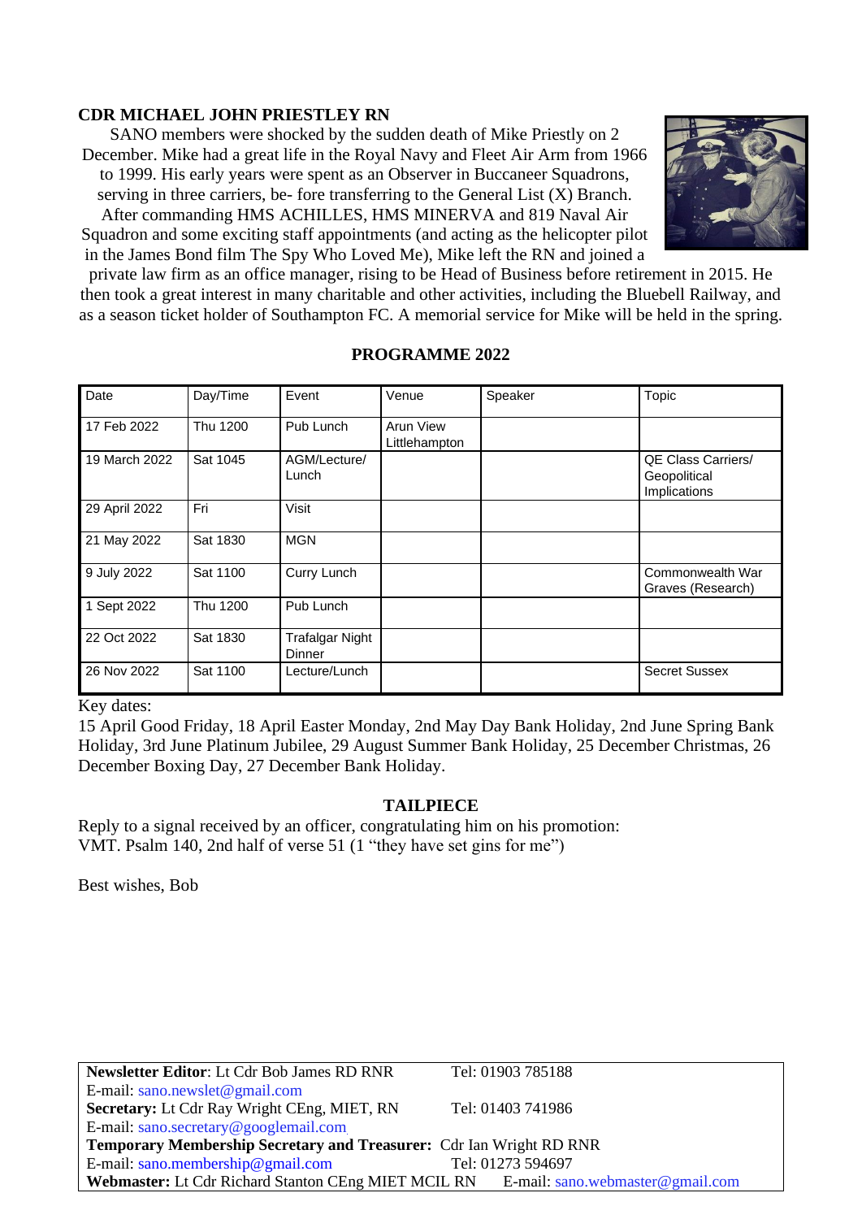## CDR MICHAEL JOHN PRIESTLEY RN

SANO members were shocked by the sudden death of Mike Priestly on 2 December. Mike had a great life in the Royal Navy and Fleet Air Arm from 1966 to 1999. His early years were spent as an Observer in Buccaneer Squadrons, serving in three carriers, be- fore transferring to the General List (X) Branch. After commanding HMS ACHILLES, HMS MINERVA and 819 Naval Air Squadron and some exciting staff appointments (and acting as the helicopter pilot in the James Bond film The Spy Who Loved Me), Mike left the RN and joined a private law firm as an office manager, rising to be Head of Business before retirement in 2015. He then took a great interest in many charitable and other activities, including the Bluebell Railway, and as a season ticket holder of Southampton FC. A memorial service for Mike will be held in the spring.

## PROGRAMME 2022

| Date | Day/Time | Event | Venue | Speaker | Topic |
|---|---|---|---|---|---|
| 17 Feb 2022 | Thu 1200 | Pub Lunch | Arun View Littlehampton | | |
| 19 March 2022 | Sat 1045 | AGM/Lecture/ Lunch | | | QE Class Carriers/ Geopolitical Implications |
| 29 April 2022 | Fri | Visit | | | |
| 21 May 2022 | Sat 1830 | MGN | | | |
| 9 July 2022 | Sat 1100 | Curry Lunch | | | Commonwealth War Graves (Research) |
| 1 Sept 2022 | Thu 1200 | Pub Lunch | | | |
| 22 Oct 2022 | Sat 1830 | Trafalgar Night Dinner | | | |
| 26 Nov 2022 | Sat 1100 | Lecture/Lunch | | | Secret Sussex |

Key dates:
15 April Good Friday, 18 April Easter Monday, 2nd May Day Bank Holiday, 2nd June Spring Bank Holiday, 3rd June Platinum Jubilee, 29 August Summer Bank Holiday, 25 December Christmas, 26 December Boxing Day, 27 December Bank Holiday.

## TAILPIECE

Reply to a signal received by an officer, congratulating him on his promotion:
VMT. Psalm 140, 2nd half of verse 51 (1 "they have set gins for me")

Best wishes, Bob

**Newsletter Editor**: Lt Cdr Bob James RD RNR Tel: 01903 785188
E-mail: sano.newslet@gmail.com
**Secretary:** Lt Cdr Ray Wright CEng, MIET, RN Tel: 01403 741986
E-mail: sano.secretary@googlemail.com
**Temporary Membership Secretary and Treasurer:** Cdr Ian Wright RD RNR
E-mail: sano.membership@gmail.com Tel: 01273 594697
**Webmaster:** Lt Cdr Richard Stanton CEng MIET MCIL RN E-mail: sano.webmaster@gmail.com